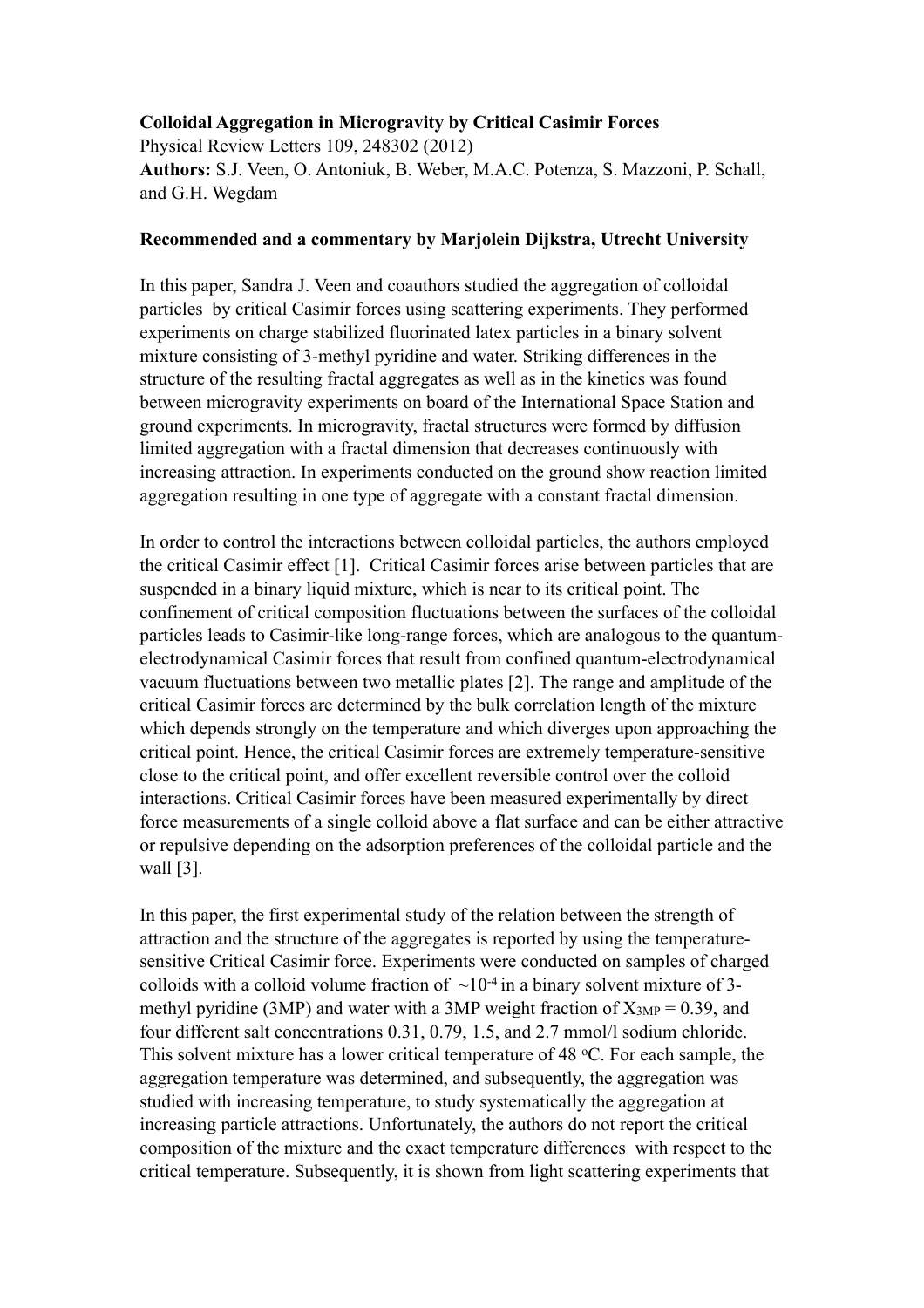**Colloidal Aggregation in Microgravity by Critical Casimir Forces**
Physical Review Letters 109, 248302 (2012)
**Authors:** S.J. Veen, O. Antoniuk, B. Weber, M.A.C. Potenza, S. Mazzoni, P. Schall, and G.H. Wegdam

**Recommended and a commentary by Marjolein Dijkstra, Utrecht University**

In this paper, Sandra J. Veen and coauthors studied the aggregation of colloidal particles by critical Casimir forces using scattering experiments. They performed experiments on charge stabilized fluorinated latex particles in a binary solvent mixture consisting of 3-methyl pyridine and water. Striking differences in the structure of the resulting fractal aggregates as well as in the kinetics was found between microgravity experiments on board of the International Space Station and ground experiments. In microgravity, fractal structures were formed by diffusion limited aggregation with a fractal dimension that decreases continuously with increasing attraction. In experiments conducted on the ground show reaction limited aggregation resulting in one type of aggregate with a constant fractal dimension.

In order to control the interactions between colloidal particles, the authors employed the critical Casimir effect [1]. Critical Casimir forces arise between particles that are suspended in a binary liquid mixture, which is near to its critical point. The confinement of critical composition fluctuations between the surfaces of the colloidal particles leads to Casimir-like long-range forces, which are analogous to the quantum-electrodynamical Casimir forces that result from confined quantum-electrodynamical vacuum fluctuations between two metallic plates [2]. The range and amplitude of the critical Casimir forces are determined by the bulk correlation length of the mixture which depends strongly on the temperature and which diverges upon approaching the critical point. Hence, the critical Casimir forces are extremely temperature-sensitive close to the critical point, and offer excellent reversible control over the colloid interactions. Critical Casimir forces have been measured experimentally by direct force measurements of a single colloid above a flat surface and can be either attractive or repulsive depending on the adsorption preferences of the colloidal particle and the wall [3].

In this paper, the first experimental study of the relation between the strength of attraction and the structure of the aggregates is reported by using the temperature-sensitive Critical Casimir force. Experiments were conducted on samples of charged colloids with a colloid volume fraction of $\sim 10^{-4}$ in a binary solvent mixture of 3-methyl pyridine (3MP) and water with a 3MP weight fraction of $X_{3MP} = 0.39$, and four different salt concentrations 0.31, 0.79, 1.5, and 2.7 mmol/l sodium chloride. This solvent mixture has a lower critical temperature of 48 $^{o}$C. For each sample, the aggregation temperature was determined, and subsequently, the aggregation was studied with increasing temperature, to study systematically the aggregation at increasing particle attractions. Unfortunately, the authors do not report the critical composition of the mixture and the exact temperature differences with respect to the critical temperature. Subsequently, it is shown from light scattering experiments that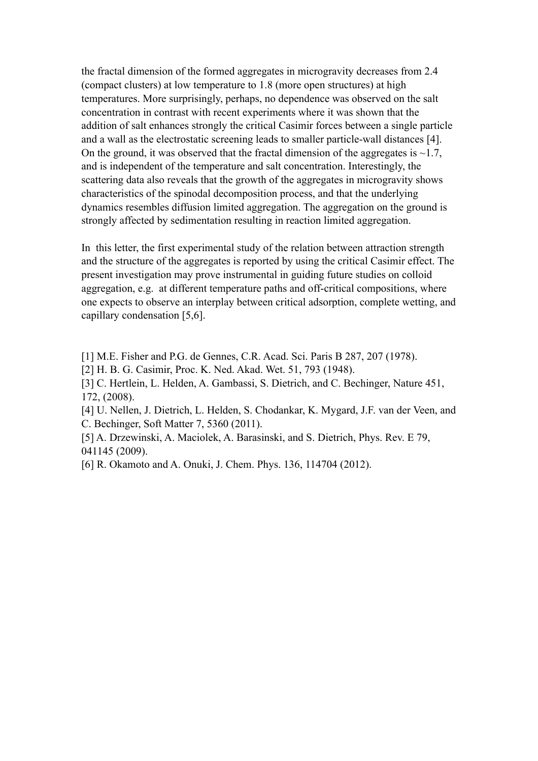the fractal dimension of the formed aggregates in microgravity decreases from 2.4 (compact clusters) at low temperature to 1.8 (more open structures) at high temperatures. More surprisingly, perhaps, no dependence was observed on the salt concentration in contrast with recent experiments where it was shown that the addition of salt enhances strongly the critical Casimir forces between a single particle and a wall as the electrostatic screening leads to smaller particle-wall distances [4]. On the ground, it was observed that the fractal dimension of the aggregates is ~1.7, and is independent of the temperature and salt concentration. Interestingly, the scattering data also reveals that the growth of the aggregates in microgravity shows characteristics of the spinodal decomposition process, and that the underlying dynamics resembles diffusion limited aggregation. The aggregation on the ground is strongly affected by sedimentation resulting in reaction limited aggregation.

In this letter, the first experimental study of the relation between attraction strength and the structure of the aggregates is reported by using the critical Casimir effect. The present investigation may prove instrumental in guiding future studies on colloid aggregation, e.g. at different temperature paths and off-critical compositions, where one expects to observe an interplay between critical adsorption, complete wetting, and capillary condensation [5,6].

[1] M.E. Fisher and P.G. de Gennes, C.R. Acad. Sci. Paris B 287, 207 (1978).
[2] H. B. G. Casimir, Proc. K. Ned. Akad. Wet. 51, 793 (1948).
[3] C. Hertlein, L. Helden, A. Gambassi, S. Dietrich, and C. Bechinger, Nature 451, 172, (2008).
[4] U. Nellen, J. Dietrich, L. Helden, S. Chodankar, K. Mygard, J.F. van der Veen, and C. Bechinger, Soft Matter 7, 5360 (2011).
[5] A. Drzewinski, A. Maciolek, A. Barasinski, and S. Dietrich, Phys. Rev. E 79, 041145 (2009).
[6] R. Okamoto and A. Onuki, J. Chem. Phys. 136, 114704 (2012).